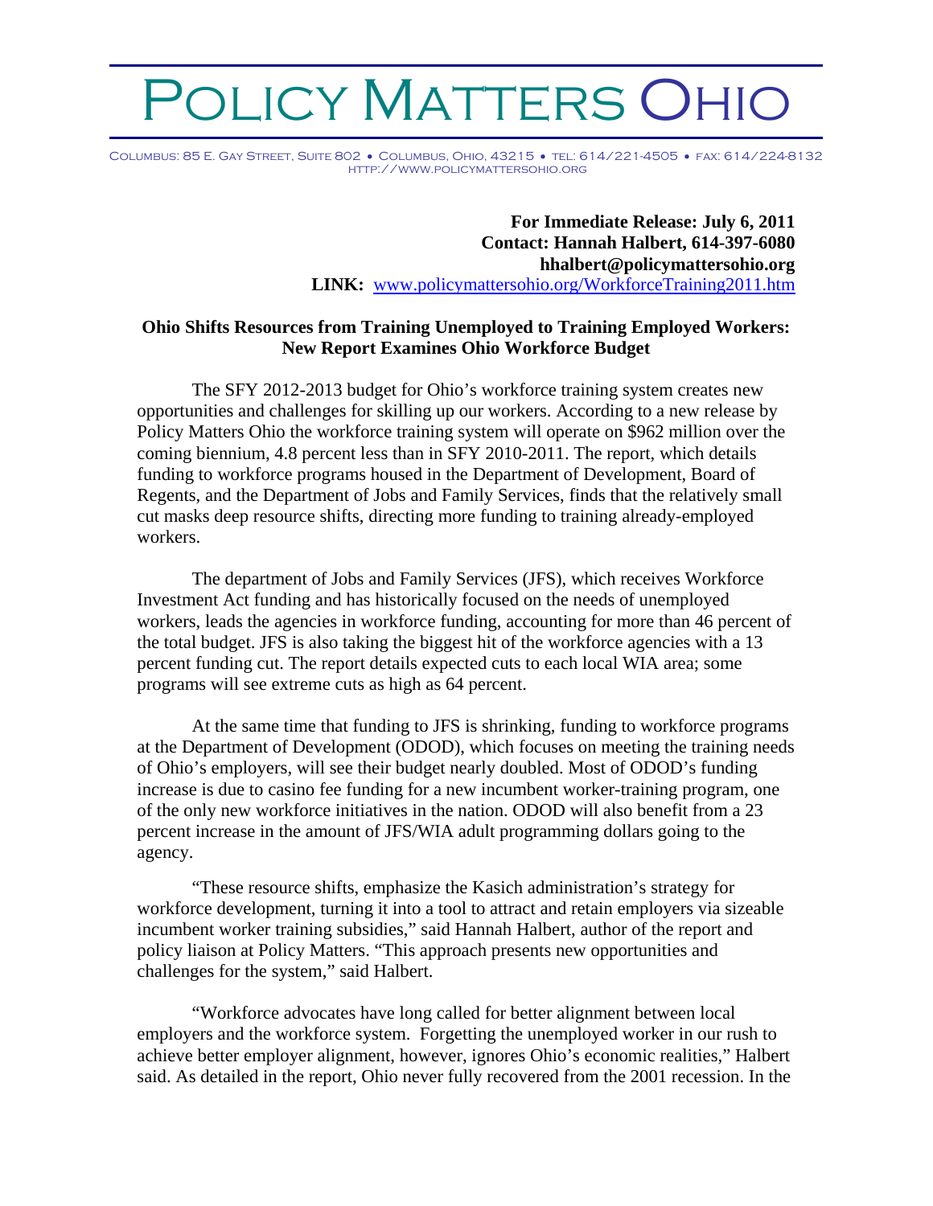# POLICY MATTERS OHIO

COLUMBUS: 85 E. GAY STREET, SUITE 802 • COLUMBUS, OHIO, 43215 • TEL: 614/221-4505 • FAX: 614/224-8132
HTTP://WWW.POLICYMATTERSOHIO.ORG

**For Immediate Release: July 6, 2011**
**Contact: Hannah Halbert, 614-397-6080**
**hhalbert@policymattersohio.org**
**LINK:** www.policymattersohio.org/WorkforceTraining2011.htm

## Ohio Shifts Resources from Training Unemployed to Training Employed Workers: New Report Examines Ohio Workforce Budget

The SFY 2012-2013 budget for Ohio's workforce training system creates new opportunities and challenges for skilling up our workers. According to a new release by Policy Matters Ohio the workforce training system will operate on $962 million over the coming biennium, 4.8 percent less than in SFY 2010-2011. The report, which details funding to workforce programs housed in the Department of Development, Board of Regents, and the Department of Jobs and Family Services, finds that the relatively small cut masks deep resource shifts, directing more funding to training already-employed workers.

The department of Jobs and Family Services (JFS), which receives Workforce Investment Act funding and has historically focused on the needs of unemployed workers, leads the agencies in workforce funding, accounting for more than 46 percent of the total budget. JFS is also taking the biggest hit of the workforce agencies with a 13 percent funding cut. The report details expected cuts to each local WIA area; some programs will see extreme cuts as high as 64 percent.

At the same time that funding to JFS is shrinking, funding to workforce programs at the Department of Development (ODOD), which focuses on meeting the training needs of Ohio's employers, will see their budget nearly doubled. Most of ODOD's funding increase is due to casino fee funding for a new incumbent worker-training program, one of the only new workforce initiatives in the nation. ODOD will also benefit from a 23 percent increase in the amount of JFS/WIA adult programming dollars going to the agency.

"These resource shifts, emphasize the Kasich administration's strategy for workforce development, turning it into a tool to attract and retain employers via sizeable incumbent worker training subsidies," said Hannah Halbert, author of the report and policy liaison at Policy Matters. "This approach presents new opportunities and challenges for the system," said Halbert.

"Workforce advocates have long called for better alignment between local employers and the workforce system. Forgetting the unemployed worker in our rush to achieve better employer alignment, however, ignores Ohio's economic realities," Halbert said. As detailed in the report, Ohio never fully recovered from the 2001 recession. In the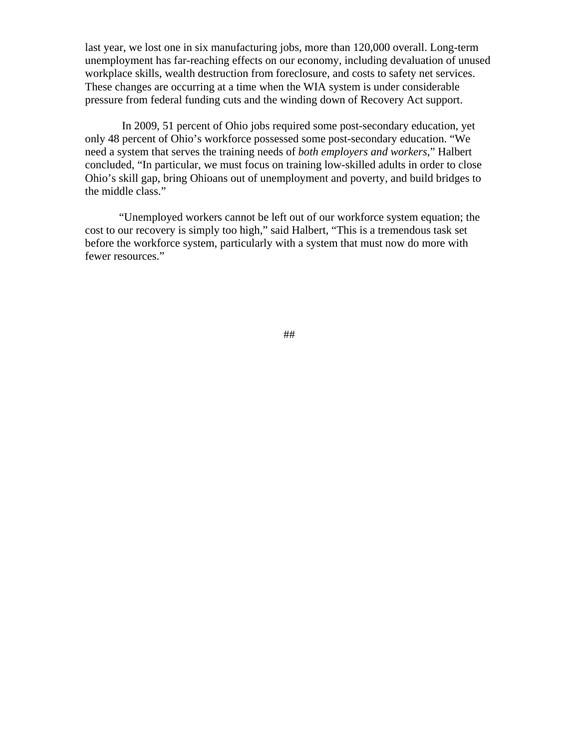last year, we lost one in six manufacturing jobs, more than 120,000 overall. Long-term unemployment has far-reaching effects on our economy, including devaluation of unused workplace skills, wealth destruction from foreclosure, and costs to safety net services. These changes are occurring at a time when the WIA system is under considerable pressure from federal funding cuts and the winding down of Recovery Act support.

In 2009, 51 percent of Ohio jobs required some post-secondary education, yet only 48 percent of Ohio's workforce possessed some post-secondary education. "We need a system that serves the training needs of *both employers and workers*," Halbert concluded, "In particular, we must focus on training low-skilled adults in order to close Ohio's skill gap, bring Ohioans out of unemployment and poverty, and build bridges to the middle class."

"Unemployed workers cannot be left out of our workforce system equation; the cost to our recovery is simply too high," said Halbert, "This is a tremendous task set before the workforce system, particularly with a system that must now do more with fewer resources."

##